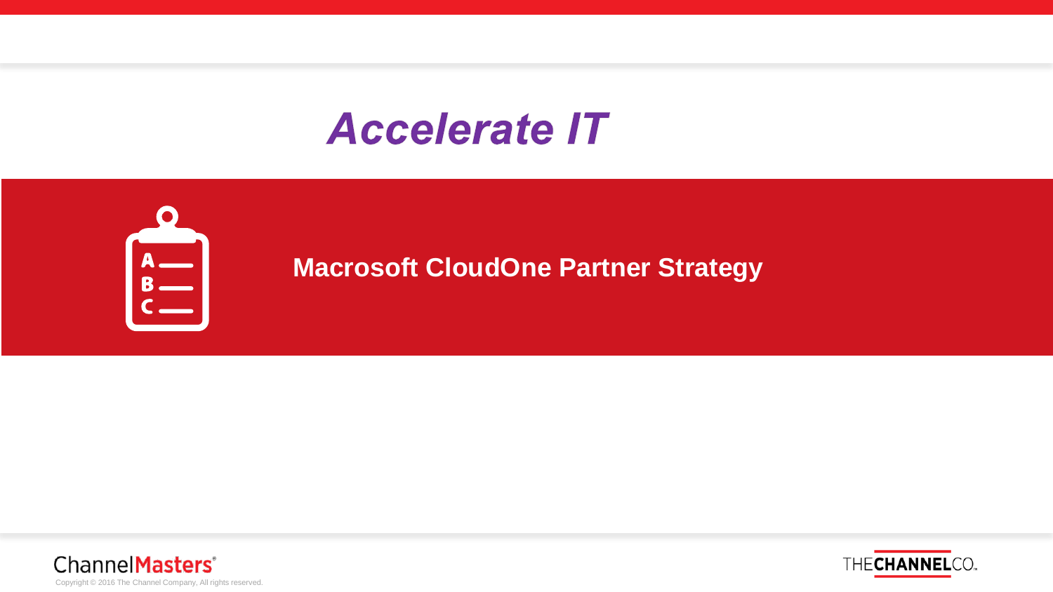# Accelerate IT

## Macrosoft CloudOne Partner Strategy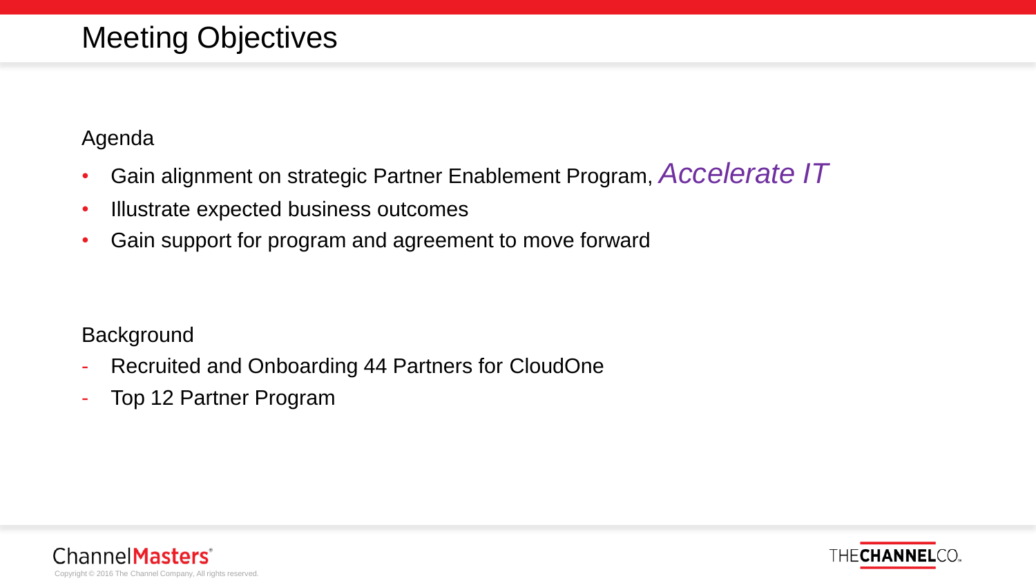# Meeting Objectives

Agenda

- Gain alignment on strategic Partner Enablement Program, *Accelerate IT*
- Illustrate expected business outcomes
- Gain support for program and agreement to move forward

Background

- Recruited and Onboarding 44 Partners for CloudOne
- Top 12 Partner Program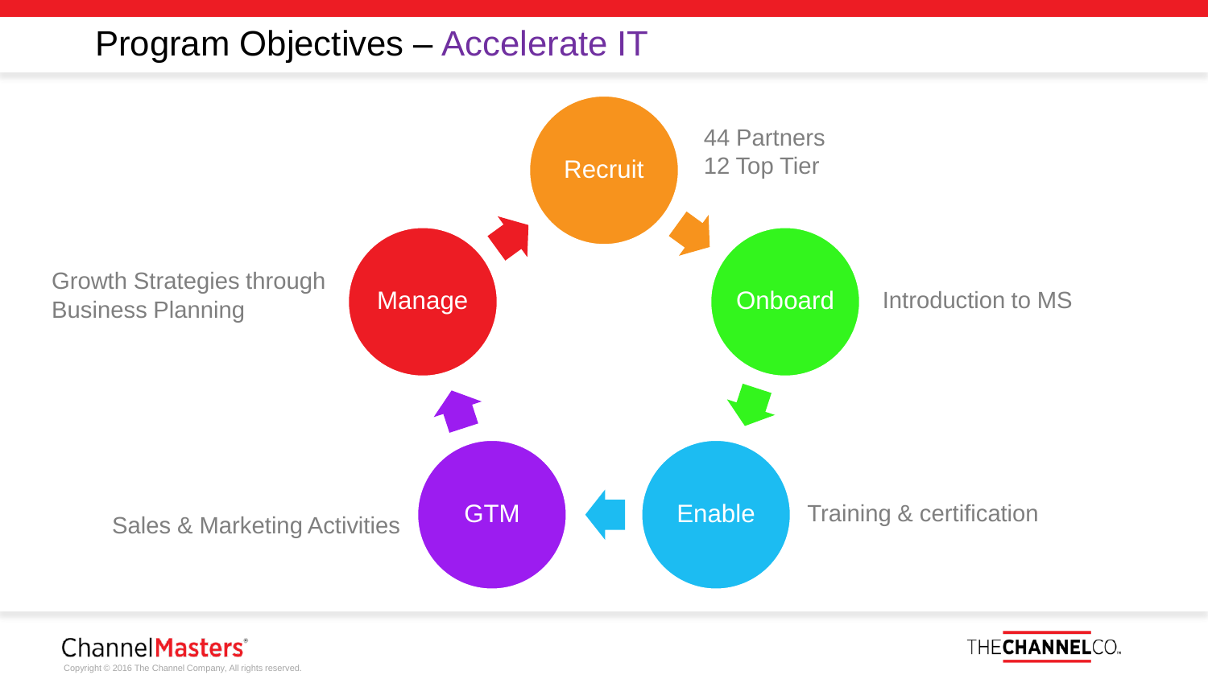# Program Objectives – Accelerate IT

- **Recruit** – 44 Partners, 12 Top Tier
- **Onboard** – Introduction to MS
- **Enable** – Training & certification
- **GTM** – Sales & Marketing Activities
- **Manage** – Growth Strategies through Business Planning

Copyright © 2016 The Channel Company, All rights reserved.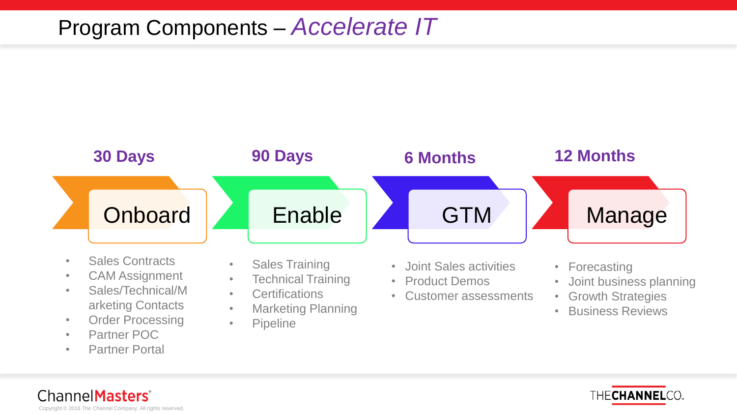# Program Components – *Accelerate IT*

## 30 Days – Onboard

- Sales Contracts
- CAM Assignment
- Sales/Technical/Marketing Contacts
- Order Processing
- Partner POC
- Partner Portal

## 90 Days – Enable

- Sales Training
- Technical Training
- Certifications
- Marketing Planning
- Pipeline

## 6 Months – GTM

- Joint Sales activities
- Product Demos
- Customer assessments

## 12 Months – Manage

- Forecasting
- Joint business planning
- Growth Strategies
- Business Reviews

Copyright © 2016 The Channel Company, All rights reserved.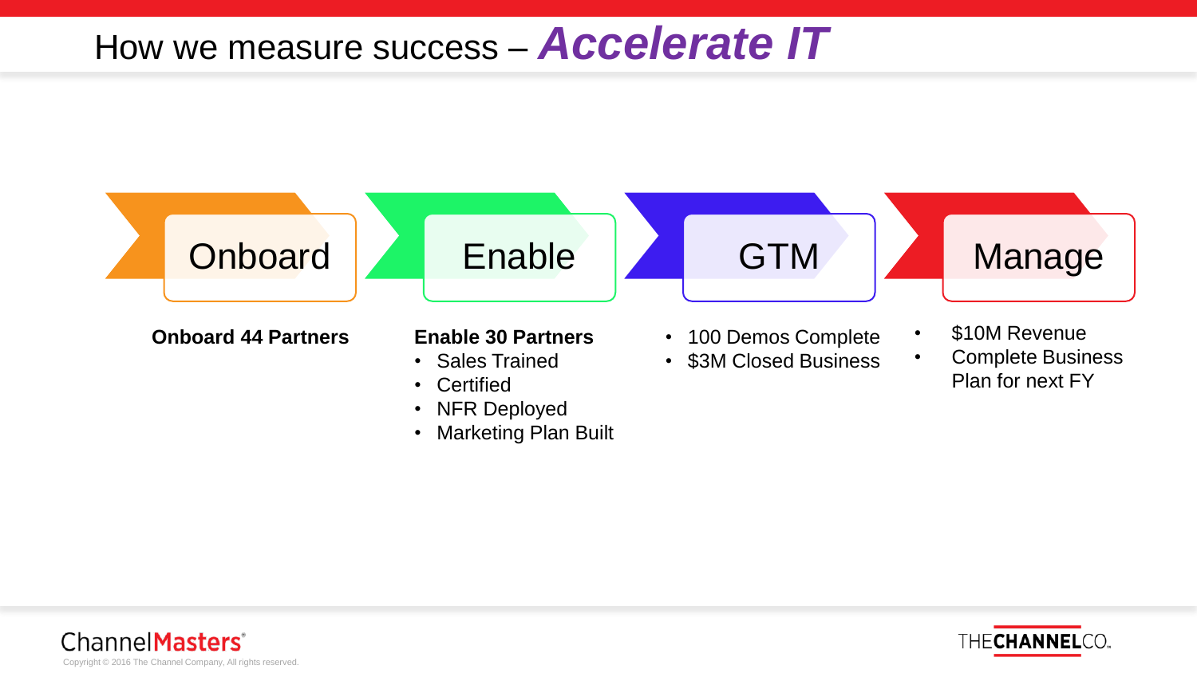# How we measure success – *Accelerate IT*

## Onboard

**Onboard 44 Partners**

## Enable

**Enable 30 Partners**
- Sales Trained
- Certified
- NFR Deployed
- Marketing Plan Built

## GTM

- 100 Demos Complete
- $3M Closed Business

## Manage

- $10M Revenue
- Complete Business Plan for next FY

Copyright © 2016 The Channel Company, All rights reserved.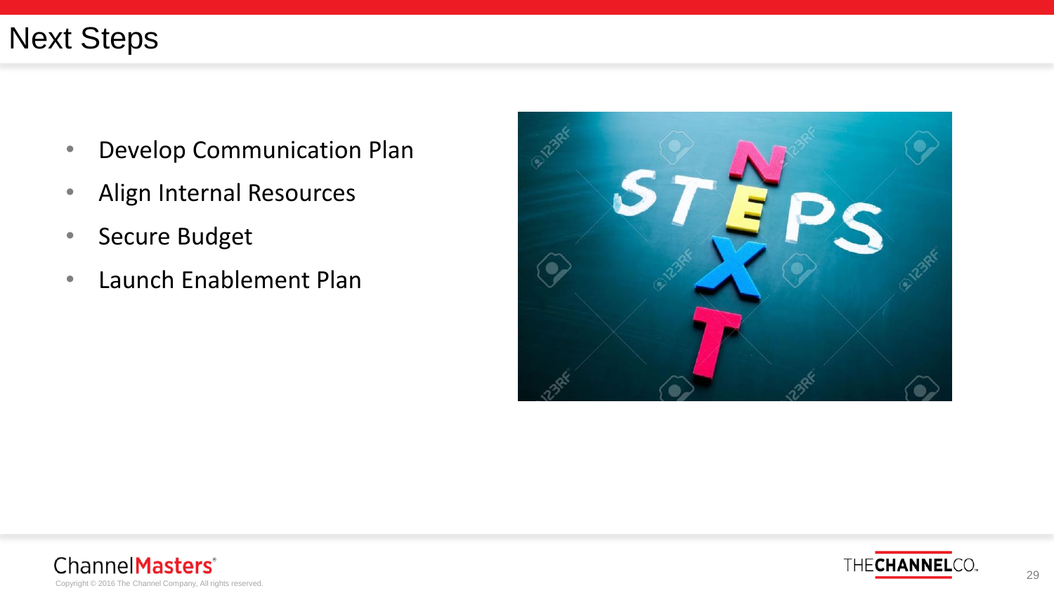# Next Steps

- Develop Communication Plan
- Align Internal Resources
- Secure Budget
- Launch Enablement Plan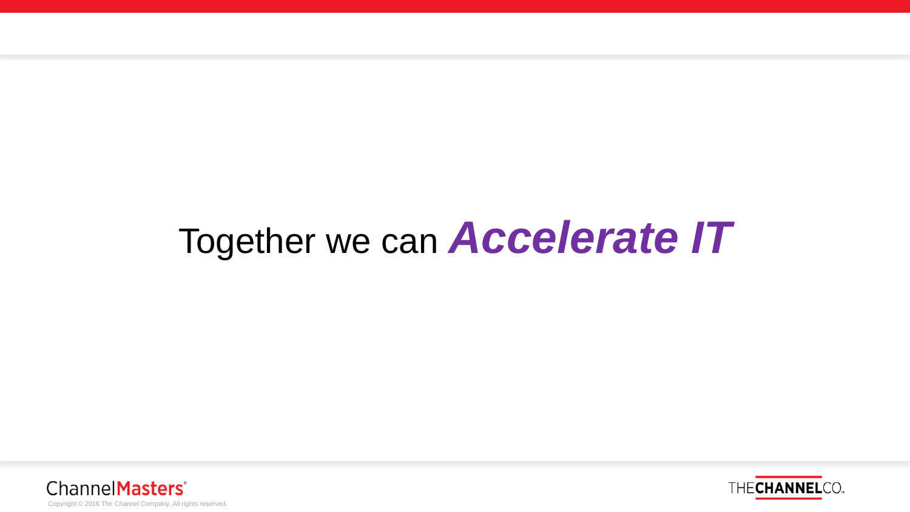Together we can ***Accelerate IT***